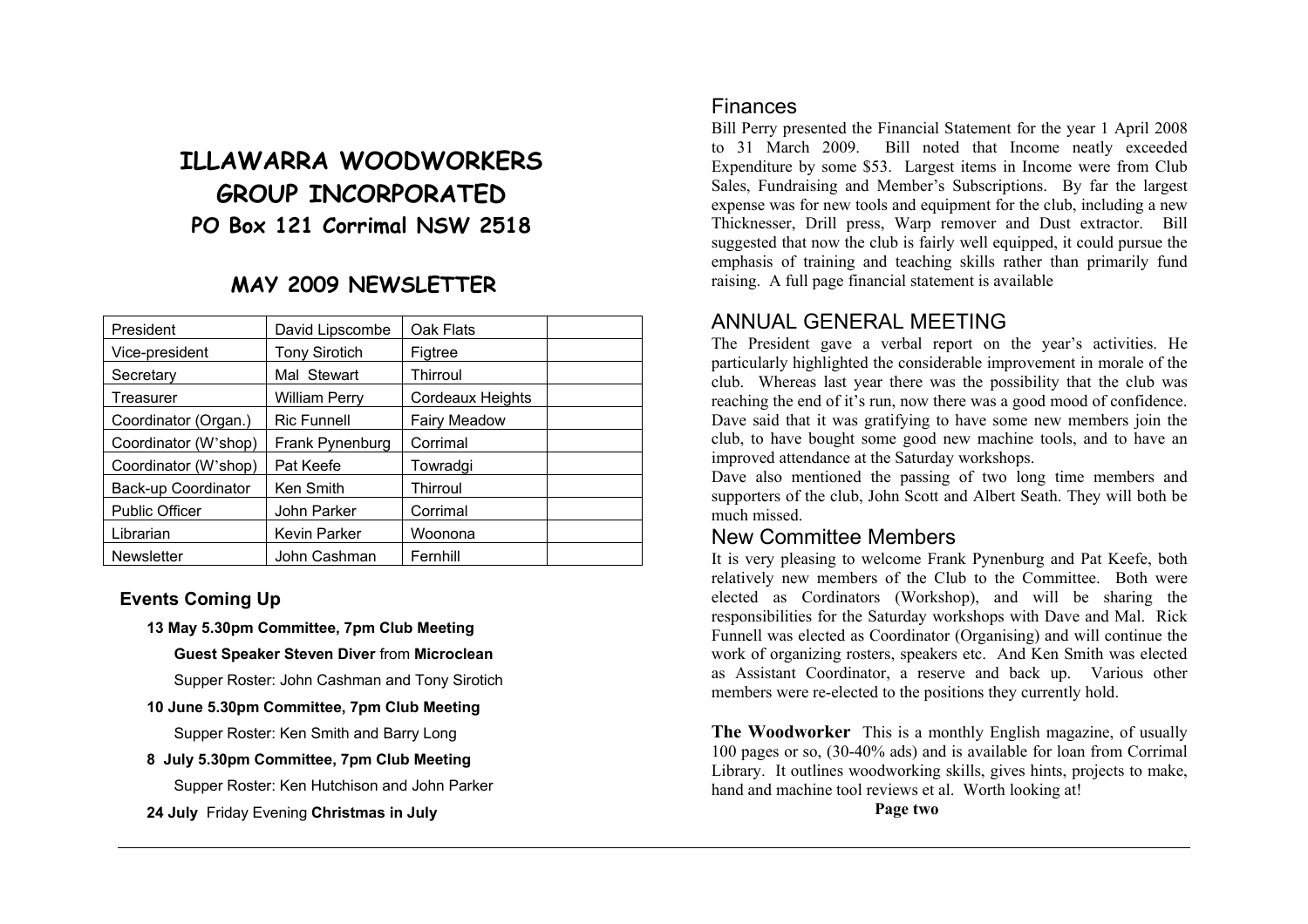# ILLAWARRA WOODWORKERS GROUP INCORPORATED

## PO Box 121 Corrimal NSW 2518

## MAY 2009 NEWSLETTER

| | | | |
|---|---|---|---|
| President | David Lipscombe | Oak Flats | |
| Vice-president | Tony Sirotich | Figtree | |
| Secretary | Mal Stewart | Thirroul | |
| Treasurer | William Perry | Cordeaux Heights | |
| Coordinator (Organ.) | Ric Funnell | Fairy Meadow | |
| Coordinator (W'shop) | Frank Pynenburg | Corrimal | |
| Coordinator (W'shop) | Pat Keefe | Towradgi | |
| Back-up Coordinator | Ken Smith | Thirroul | |
| Public Officer | John Parker | Corrimal | |
| Librarian | Kevin Parker | Woonona | |
| Newsletter | John Cashman | Fernhill | |

### Events Coming Up

**13 May 5.30pm Committee, 7pm Club Meeting**

**Guest Speaker Steven Diver** from **Microclean**

Supper Roster: John Cashman and Tony Sirotich

**10 June 5.30pm Committee, 7pm Club Meeting**

Supper Roster: Ken Smith and Barry Long

**8 July 5.30pm Committee, 7pm Club Meeting**

Supper Roster: Ken Hutchison and John Parker

**24 July** Friday Evening **Christmas in July**

## Finances

Bill Perry presented the Financial Statement for the year 1 April 2008 to 31 March 2009. Bill noted that Income neatly exceeded Expenditure by some $53. Largest items in Income were from Club Sales, Fundraising and Member's Subscriptions. By far the largest expense was for new tools and equipment for the club, including a new Thicknesser, Drill press, Warp remover and Dust extractor. Bill suggested that now the club is fairly well equipped, it could pursue the emphasis of training and teaching skills rather than primarily fund raising. A full page financial statement is available

## ANNUAL GENERAL MEETING

The President gave a verbal report on the year's activities. He particularly highlighted the considerable improvement in morale of the club. Whereas last year there was the possibility that the club was reaching the end of it's run, now there was a good mood of confidence. Dave said that it was gratifying to have some new members join the club, to have bought some good new machine tools, and to have an improved attendance at the Saturday workshops.

Dave also mentioned the passing of two long time members and supporters of the club, John Scott and Albert Seath. They will both be much missed.

## New Committee Members

It is very pleasing to welcome Frank Pynenburg and Pat Keefe, both relatively new members of the Club to the Committee. Both were elected as Cordinators (Workshop), and will be sharing the responsibilities for the Saturday workshops with Dave and Mal. Rick Funnell was elected as Coordinator (Organising) and will continue the work of organizing rosters, speakers etc. And Ken Smith was elected as Assistant Coordinator, a reserve and back up. Various other members were re-elected to the positions they currently hold.

**The Woodworker** This is a monthly English magazine, of usually 100 pages or so, (30-40% ads) and is available for loan from Corrimal Library. It outlines woodworking skills, gives hints, projects to make, hand and machine tool reviews et al. Worth looking at!

**Page two**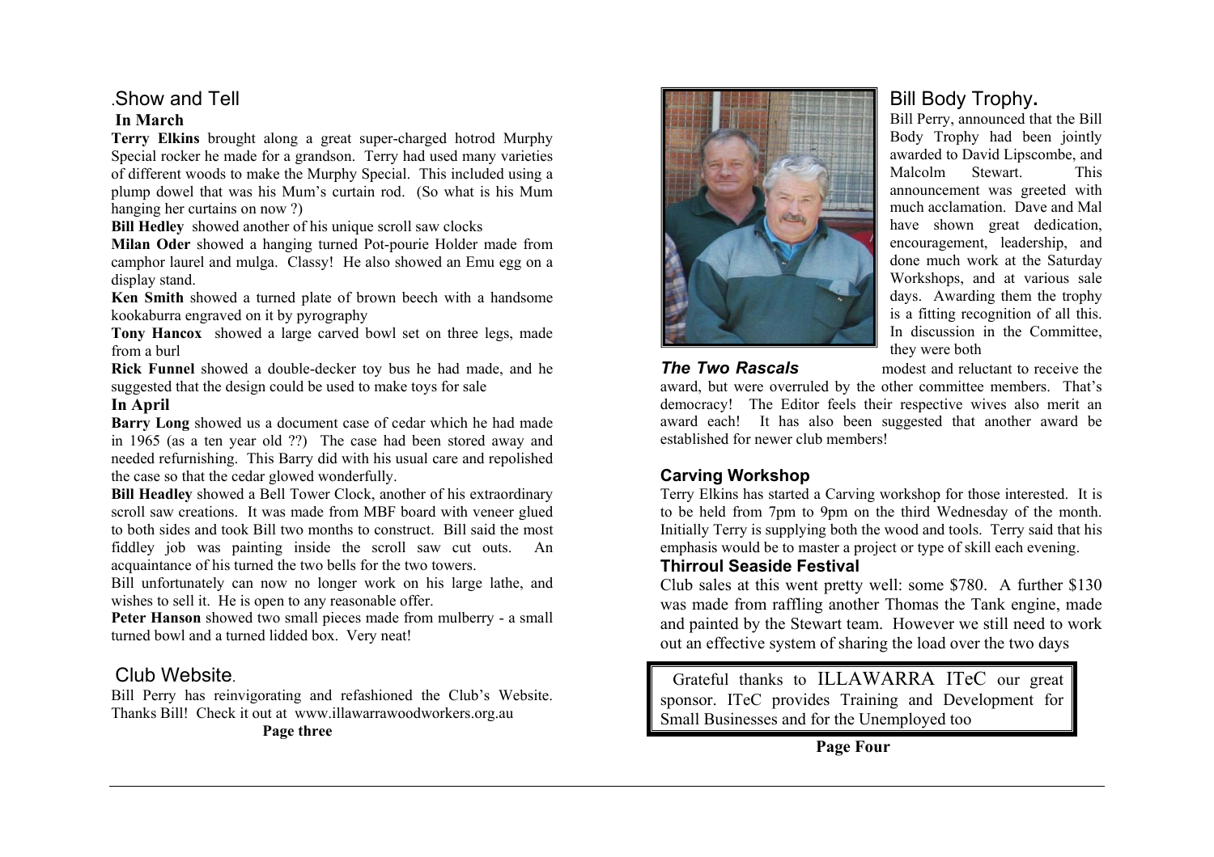## .Show and Tell

**In March**

**Terry Elkins** brought along a great super-charged hotrod Murphy Special rocker he made for a grandson. Terry had used many varieties of different woods to make the Murphy Special. This included using a plump dowel that was his Mum's curtain rod. (So what is his Mum hanging her curtains on now ?)

**Bill Hedley** showed another of his unique scroll saw clocks

**Milan Oder** showed a hanging turned Pot-pourie Holder made from camphor laurel and mulga. Classy! He also showed an Emu egg on a display stand.

**Ken Smith** showed a turned plate of brown beech with a handsome kookaburra engraved on it by pyrography

**Tony Hancox** showed a large carved bowl set on three legs, made from a burl

**Rick Funnel** showed a double-decker toy bus he had made, and he suggested that the design could be used to make toys for sale

**In April**

**Barry Long** showed us a document case of cedar which he had made in 1965 (as a ten year old ??) The case had been stored away and needed refurnishing. This Barry did with his usual care and repolished the case so that the cedar glowed wonderfully.

**Bill Headley** showed a Bell Tower Clock, another of his extraordinary scroll saw creations. It was made from MBF board with veneer glued to both sides and took Bill two months to construct. Bill said the most fiddley job was painting inside the scroll saw cut outs. An acquaintance of his turned the two bells for the two towers.

Bill unfortunately can now no longer work on his large lathe, and wishes to sell it. He is open to any reasonable offer.

**Peter Hanson** showed two small pieces made from mulberry - a small turned bowl and a turned lidded box. Very neat!

## Club Website.

Bill Perry has reinvigorating and refashioned the Club's Website. Thanks Bill! Check it out at www.illawarrawoodworkers.org.au

## Bill Body Trophy.

Bill Perry, announced that the Bill Body Trophy had been jointly awarded to David Lipscombe, and Malcolm Stewart. This announcement was greeted with much acclamation. Dave and Mal have shown great dedication, encouragement, leadership, and done much work at the Saturday Workshops, and at various sale days. Awarding them the trophy is a fitting recognition of all this. In discussion in the Committee, they were both modest and reluctant to receive the award, but were overruled by the other committee members. That's democracy! The Editor feels their respective wives also merit an award each! It has also been suggested that another award be established for newer club members!

***The Two Rascals***

### Carving Workshop

Terry Elkins has started a Carving workshop for those interested. It is to be held from 7pm to 9pm on the third Wednesday of the month. Initially Terry is supplying both the wood and tools. Terry said that his emphasis would be to master a project or type of skill each evening.

### Thirroul Seaside Festival

Club sales at this went pretty well: some $780. A further $130 was made from raffling another Thomas the Tank engine, made and painted by the Stewart team. However we still need to work out an effective system of sharing the load over the two days

Grateful thanks to ILLAWARRA ITeC our great sponsor. ITeC provides Training and Development for Small Businesses and for the Unemployed too